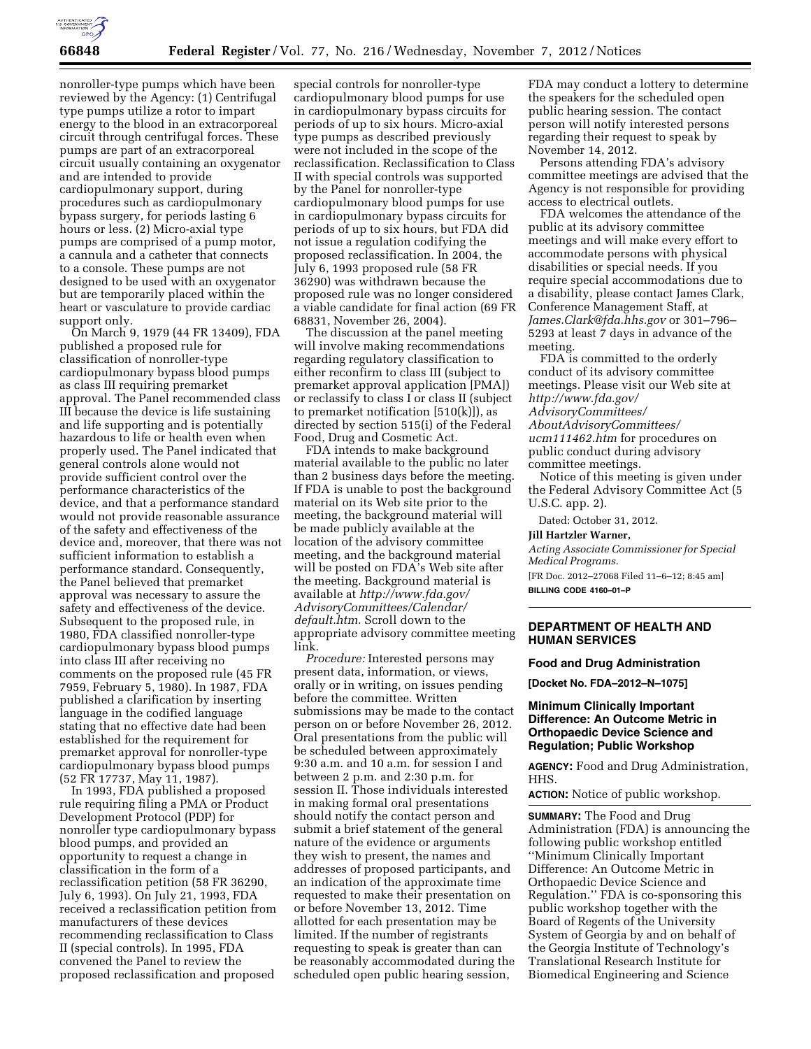nonroller-type pumps which have been reviewed by the Agency: (1) Centrifugal type pumps utilize a rotor to impart energy to the blood in an extracorporeal circuit through centrifugal forces. These pumps are part of an extracorporeal circuit usually containing an oxygenator and are intended to provide cardiopulmonary support, during procedures such as cardiopulmonary bypass surgery, for periods lasting 6 hours or less. (2) Micro-axial type pumps are comprised of a pump motor, a cannula and a catheter that connects to a console. These pumps are not designed to be used with an oxygenator but are temporarily placed within the heart or vasculature to provide cardiac support only.

On March 9, 1979 (44 FR 13409), FDA published a proposed rule for classification of nonroller-type cardiopulmonary bypass blood pumps as class III requiring premarket approval. The Panel recommended class III because the device is life sustaining and life supporting and is potentially hazardous to life or health even when properly used. The Panel indicated that general controls alone would not provide sufficient control over the performance characteristics of the device, and that a performance standard would not provide reasonable assurance of the safety and effectiveness of the device and, moreover, that there was not sufficient information to establish a performance standard. Consequently, the Panel believed that premarket approval was necessary to assure the safety and effectiveness of the device. Subsequent to the proposed rule, in 1980, FDA classified nonroller-type cardiopulmonary bypass blood pumps into class III after receiving no comments on the proposed rule (45 FR 7959, February 5, 1980). In 1987, FDA published a clarification by inserting language in the codified language stating that no effective date had been established for the requirement for premarket approval for nonroller-type cardiopulmonary bypass blood pumps (52 FR 17737, May 11, 1987).

In 1993, FDA published a proposed rule requiring filing a PMA or Product Development Protocol (PDP) for nonroller type cardiopulmonary bypass blood pumps, and provided an opportunity to request a change in classification in the form of a reclassification petition (58 FR 36290, July 6, 1993). On July 21, 1993, FDA received a reclassification petition from manufacturers of these devices recommending reclassification to Class II (special controls). In 1995, FDA convened the Panel to review the proposed reclassification and proposed special controls for nonroller-type cardiopulmonary blood pumps for use in cardiopulmonary bypass circuits for periods of up to six hours. Micro-axial type pumps as described previously were not included in the scope of the reclassification. Reclassification to Class II with special controls was supported by the Panel for nonroller-type cardiopulmonary blood pumps for use in cardiopulmonary bypass circuits for periods of up to six hours, but FDA did not issue a regulation codifying the proposed reclassification. In 2004, the July 6, 1993 proposed rule (58 FR 36290) was withdrawn because the proposed rule was no longer considered a viable candidate for final action (69 FR 68831, November 26, 2004).

The discussion at the panel meeting will involve making recommendations regarding regulatory classification to either reconfirm to class III (subject to premarket approval application [PMA]) or reclassify to class I or class II (subject to premarket notification [510(k)]), as directed by section 515(i) of the Federal Food, Drug and Cosmetic Act.

FDA intends to make background material available to the public no later than 2 business days before the meeting. If FDA is unable to post the background material on its Web site prior to the meeting, the background material will be made publicly available at the location of the advisory committee meeting, and the background material will be posted on FDA's Web site after the meeting. Background material is available at *http://www.fda.gov/AdvisoryCommittees/Calendar/default.htm.* Scroll down to the appropriate advisory committee meeting link.

*Procedure:* Interested persons may present data, information, or views, orally or in writing, on issues pending before the committee. Written submissions may be made to the contact person on or before November 26, 2012. Oral presentations from the public will be scheduled between approximately 9:30 a.m. and 10 a.m. for session I and between 2 p.m. and 2:30 p.m. for session II. Those individuals interested in making formal oral presentations should notify the contact person and submit a brief statement of the general nature of the evidence or arguments they wish to present, the names and addresses of proposed participants, and an indication of the approximate time requested to make their presentation on or before November 13, 2012. Time allotted for each presentation may be limited. If the number of registrants requesting to speak is greater than can be reasonably accommodated during the scheduled open public hearing session, FDA may conduct a lottery to determine the speakers for the scheduled open public hearing session. The contact person will notify interested persons regarding their request to speak by November 14, 2012.

Persons attending FDA's advisory committee meetings are advised that the Agency is not responsible for providing access to electrical outlets.

FDA welcomes the attendance of the public at its advisory committee meetings and will make every effort to accommodate persons with physical disabilities or special needs. If you require special accommodations due to a disability, please contact James Clark, Conference Management Staff, at *James.Clark@fda.hhs.gov* or 301–796–5293 at least 7 days in advance of the meeting.

FDA is committed to the orderly conduct of its advisory committee meetings. Please visit our Web site at *http://www.fda.gov/AdvisoryCommittees/AboutAdvisoryCommittees/ucm111462.htm* for procedures on public conduct during advisory committee meetings.

Notice of this meeting is given under the Federal Advisory Committee Act (5 U.S.C. app. 2).

Dated: October 31, 2012.

**Jill Hartzler Warner,**

*Acting Associate Commissioner for Special Medical Programs.*

[FR Doc. 2012–27068 Filed 11–6–12; 8:45 am]

**BILLING CODE 4160–01–P**

---

## DEPARTMENT OF HEALTH AND HUMAN SERVICES

### Food and Drug Administration

**[Docket No. FDA–2012–N–1075]**

### Minimum Clinically Important Difference: An Outcome Metric in Orthopaedic Device Science and Regulation; Public Workshop

**AGENCY:** Food and Drug Administration, HHS.

**ACTION:** Notice of public workshop.

**SUMMARY:** The Food and Drug Administration (FDA) is announcing the following public workshop entitled ''Minimum Clinically Important Difference: An Outcome Metric in Orthopaedic Device Science and Regulation.'' FDA is co-sponsoring this public workshop together with the Board of Regents of the University System of Georgia by and on behalf of the Georgia Institute of Technology's Translational Research Institute for Biomedical Engineering and Science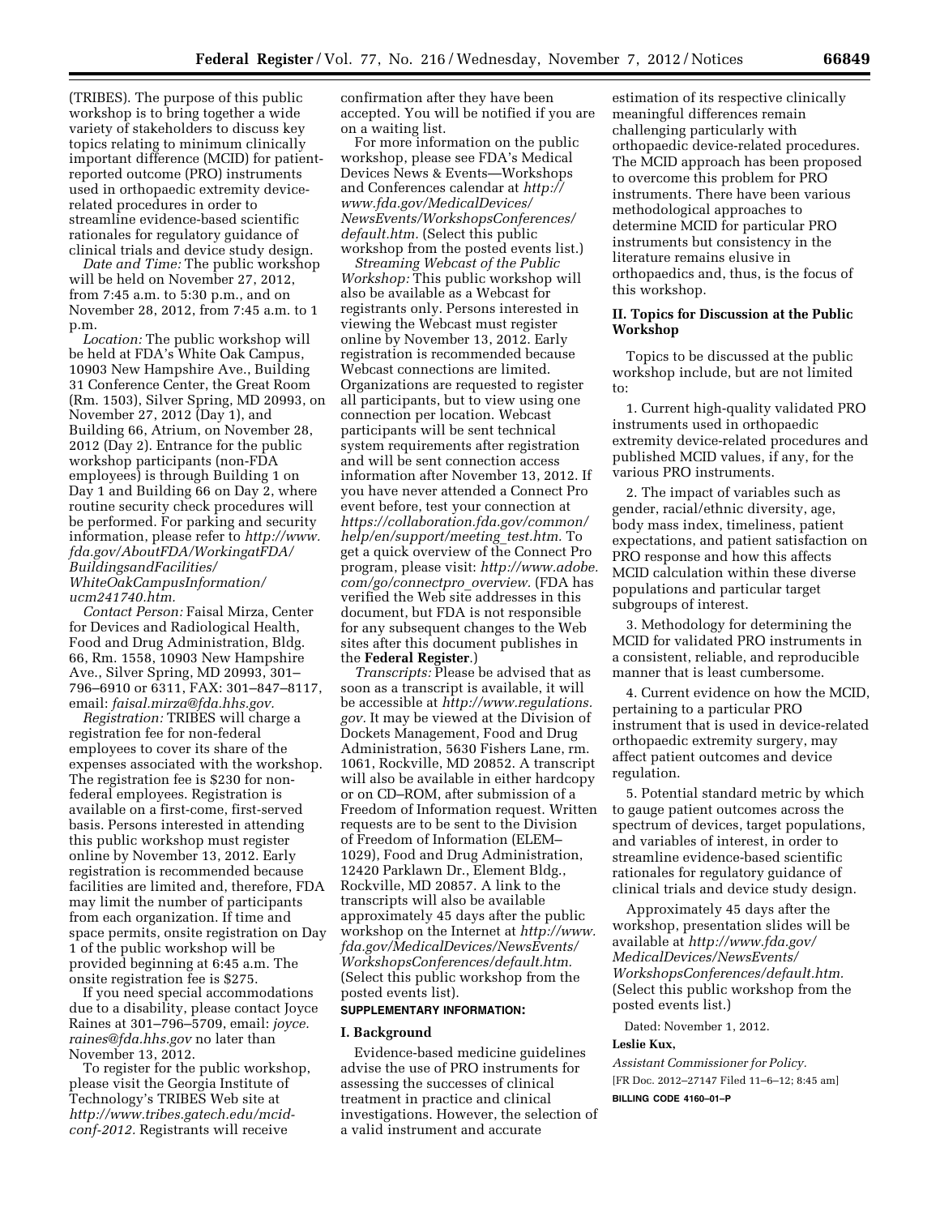(TRIBES). The purpose of this public workshop is to bring together a wide variety of stakeholders to discuss key topics relating to minimum clinically important difference (MCID) for patient-reported outcome (PRO) instruments used in orthopaedic extremity device-related procedures in order to streamline evidence-based scientific rationales for regulatory guidance of clinical trials and device study design.

*Date and Time:* The public workshop will be held on November 27, 2012, from 7:45 a.m. to 5:30 p.m., and on November 28, 2012, from 7:45 a.m. to 1 p.m.

*Location:* The public workshop will be held at FDA's White Oak Campus, 10903 New Hampshire Ave., Building 31 Conference Center, the Great Room (Rm. 1503), Silver Spring, MD 20993, on November 27, 2012 (Day 1), and Building 66, Atrium, on November 28, 2012 (Day 2). Entrance for the public workshop participants (non-FDA employees) is through Building 1 on Day 1 and Building 66 on Day 2, where routine security check procedures will be performed. For parking and security information, please refer to *http://www.fda.gov/AboutFDA/WorkingatFDA/BuildingsandFacilities/WhiteOakCampusInformation/ucm241740.htm.*

*Contact Person:* Faisal Mirza, Center for Devices and Radiological Health, Food and Drug Administration, Bldg. 66, Rm. 1558, 10903 New Hampshire Ave., Silver Spring, MD 20993, 301–796–6910 or 6311, FAX: 301–847–8117, email: *faisal.mirza@fda.hhs.gov.*

*Registration:* TRIBES will charge a registration fee for non-federal employees to cover its share of the expenses associated with the workshop. The registration fee is $230 for non-federal employees. Registration is available on a first-come, first-served basis. Persons interested in attending this public workshop must register online by November 13, 2012. Early registration is recommended because facilities are limited and, therefore, FDA may limit the number of participants from each organization. If time and space permits, onsite registration on Day 1 of the public workshop will be provided beginning at 6:45 a.m. The onsite registration fee is $275.

If you need special accommodations due to a disability, please contact Joyce Raines at 301–796–5709, email: *joyce.raines@fda.hhs.gov* no later than November 13, 2012.

To register for the public workshop, please visit the Georgia Institute of Technology's TRIBES Web site at *http://www.tribes.gatech.edu/mcid-conf-2012.* Registrants will receive confirmation after they have been accepted. You will be notified if you are on a waiting list.

For more information on the public workshop, please see FDA's Medical Devices News & Events—Workshops and Conferences calendar at *http://www.fda.gov/MedicalDevices/NewsEvents/WorkshopsConferences/default.htm.* (Select this public workshop from the posted events list.)

*Streaming Webcast of the Public Workshop:* This public workshop will also be available as a Webcast for registrants only. Persons interested in viewing the Webcast must register online by November 13, 2012. Early registration is recommended because Webcast connections are limited. Organizations are requested to register all participants, but to view using one connection per location. Webcast participants will be sent technical system requirements after registration and will be sent connection access information after November 13, 2012. If you have never attended a Connect Pro event before, test your connection at *https://collaboration.fda.gov/common/help/en/support/meeting_test.htm.* To get a quick overview of the Connect Pro program, please visit: *http://www.adobe.com/go/connectpro_overview.* (FDA has verified the Web site addresses in this document, but FDA is not responsible for any subsequent changes to the Web sites after this document publishes in the **Federal Register**.)

*Transcripts:* Please be advised that as soon as a transcript is available, it will be accessible at *http://www.regulations.gov.* It may be viewed at the Division of Dockets Management, Food and Drug Administration, 5630 Fishers Lane, rm. 1061, Rockville, MD 20852. A transcript will also be available in either hardcopy or on CD–ROM, after submission of a Freedom of Information request. Written requests are to be sent to the Division of Freedom of Information (ELEM–1029), Food and Drug Administration, 12420 Parklawn Dr., Element Bldg., Rockville, MD 20857. A link to the transcripts will also be available approximately 45 days after the public workshop on the Internet at *http://www.fda.gov/MedicalDevices/NewsEvents/WorkshopsConferences/default.htm.* (Select this public workshop from the posted events list).

**SUPPLEMENTARY INFORMATION:**

## I. Background

Evidence-based medicine guidelines advise the use of PRO instruments for assessing the successes of clinical treatment in practice and clinical investigations. However, the selection of a valid instrument and accurate estimation of its respective clinically meaningful differences remain challenging particularly with orthopaedic device-related procedures. The MCID approach has been proposed to overcome this problem for PRO instruments. There have been various methodological approaches to determine MCID for particular PRO instruments but consistency in the literature remains elusive in orthopaedics and, thus, is the focus of this workshop.

## II. Topics for Discussion at the Public Workshop

Topics to be discussed at the public workshop include, but are not limited to:

1. Current high-quality validated PRO instruments used in orthopaedic extremity device-related procedures and published MCID values, if any, for the various PRO instruments.

2. The impact of variables such as gender, racial/ethnic diversity, age, body mass index, timeliness, patient expectations, and patient satisfaction on PRO response and how this affects MCID calculation within these diverse populations and particular target subgroups of interest.

3. Methodology for determining the MCID for validated PRO instruments in a consistent, reliable, and reproducible manner that is least cumbersome.

4. Current evidence on how the MCID, pertaining to a particular PRO instrument that is used in device-related orthopaedic extremity surgery, may affect patient outcomes and device regulation.

5. Potential standard metric by which to gauge patient outcomes across the spectrum of devices, target populations, and variables of interest, in order to streamline evidence-based scientific rationales for regulatory guidance of clinical trials and device study design.

Approximately 45 days after the workshop, presentation slides will be available at *http://www.fda.gov/MedicalDevices/NewsEvents/WorkshopsConferences/default.htm.* (Select this public workshop from the posted events list.)

Dated: November 1, 2012.

**Leslie Kux,**

*Assistant Commissioner for Policy.*

[FR Doc. 2012–27147 Filed 11–6–12; 8:45 am]

**BILLING CODE 4160–01–P**